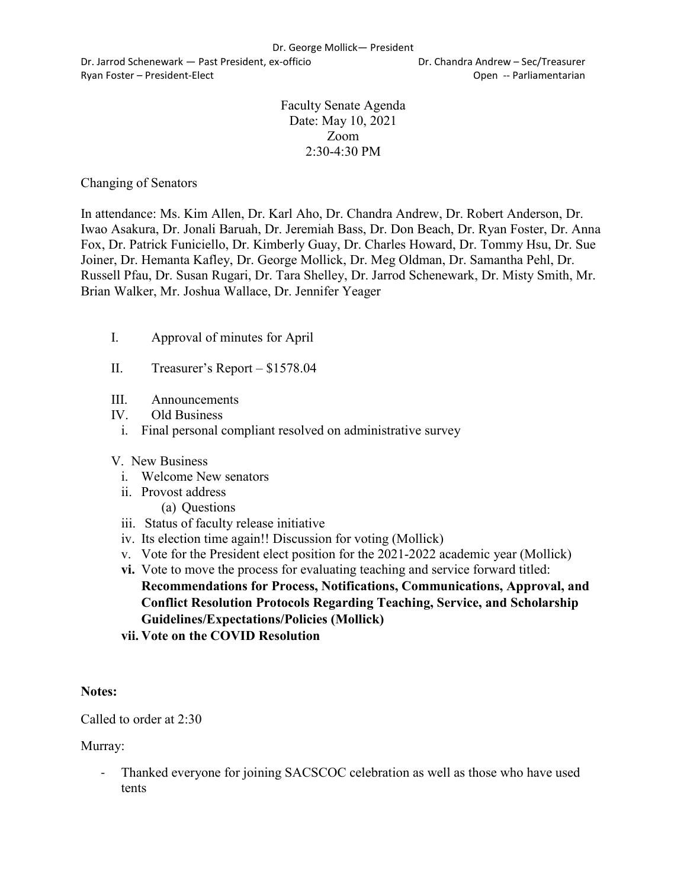Dr. George Mollick— President

Dr. Jarrod Schenewark — Past President, ex-officio

Dr. Chandra Andrew – Sec/Treasurer

Ryan Foster – President-Elect

Open -- Parliamentarian

Faculty Senate Agenda
Date: May 10, 2021
Zoom
2:30-4:30 PM

Changing of Senators

In attendance: Ms. Kim Allen, Dr. Karl Aho, Dr. Chandra Andrew, Dr. Robert Anderson, Dr. Iwao Asakura, Dr. Jonali Baruah, Dr. Jeremiah Bass, Dr. Don Beach, Dr. Ryan Foster, Dr. Anna Fox, Dr. Patrick Funiciello, Dr. Kimberly Guay, Dr. Charles Howard, Dr. Tommy Hsu, Dr. Sue Joiner, Dr. Hemanta Kafley, Dr. George Mollick, Dr. Meg Oldman, Dr. Samantha Pehl, Dr. Russell Pfau, Dr. Susan Rugari, Dr. Tara Shelley, Dr. Jarrod Schenewark, Dr. Misty Smith, Mr. Brian Walker, Mr. Joshua Wallace, Dr. Jennifer Yeager

I. Approval of minutes for April

II. Treasurer's Report – $1578.04

III. Announcements

IV. Old Business
   i. Final personal compliant resolved on administrative survey

V. New Business
   i. Welcome New senators
   ii. Provost address
      (a) Questions
   iii. Status of faculty release initiative
   iv. Its election time again!! Discussion for voting (Mollick)
   v. Vote for the President elect position for the 2021-2022 academic year (Mollick)
   **vi.** Vote to move the process for evaluating teaching and service forward titled: **Recommendations for Process, Notifications, Communications, Approval, and Conflict Resolution Protocols Regarding Teaching, Service, and Scholarship Guidelines/Expectations/Policies (Mollick)**
   **vii. Vote on the COVID Resolution**

**Notes:**

Called to order at 2:30

Murray:

- Thanked everyone for joining SACSCOC celebration as well as those who have used tents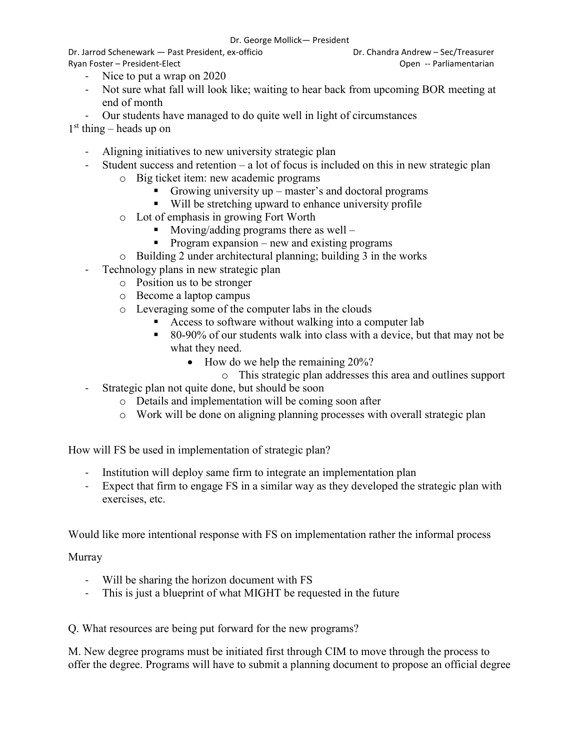- Nice to put a wrap on 2020
- Not sure what fall will look like; waiting to hear back from upcoming BOR meeting at end of month
- Our students have managed to do quite well in light of circumstances

1st thing – heads up on

- Aligning initiatives to new university strategic plan
- Student success and retention – a lot of focus is included on this in new strategic plan
  - Big ticket item: new academic programs
    - Growing university up – master's and doctoral programs
    - Will be stretching upward to enhance university profile
  - Lot of emphasis in growing Fort Worth
    - Moving/adding programs there as well –
    - Program expansion – new and existing programs
  - Building 2 under architectural planning; building 3 in the works
- Technology plans in new strategic plan
  - Position us to be stronger
  - Become a laptop campus
  - Leveraging some of the computer labs in the clouds
    - Access to software without walking into a computer lab
    - 80-90% of our students walk into class with a device, but that may not be what they need.
      - How do we help the remaining 20%?
        - This strategic plan addresses this area and outlines support
- Strategic plan not quite done, but should be soon
  - Details and implementation will be coming soon after
  - Work will be done on aligning planning processes with overall strategic plan

How will FS be used in implementation of strategic plan?

- Institution will deploy same firm to integrate an implementation plan
- Expect that firm to engage FS in a similar way as they developed the strategic plan with exercises, etc.

Would like more intentional response with FS on implementation rather the informal process

Murray

- Will be sharing the horizon document with FS
- This is just a blueprint of what MIGHT be requested in the future

Q. What resources are being put forward for the new programs?

M. New degree programs must be initiated first through CIM to move through the process to offer the degree. Programs will have to submit a planning document to propose an official degree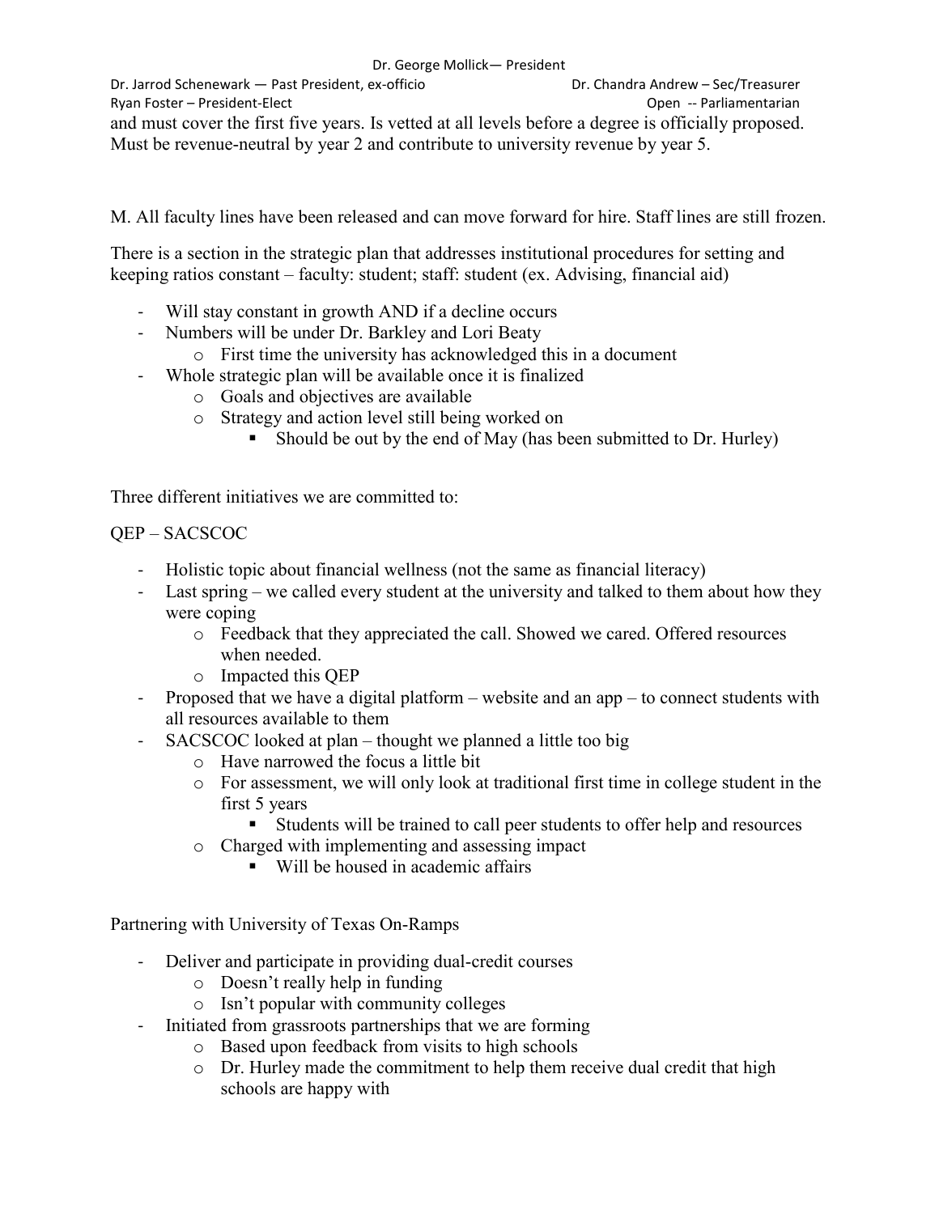and must cover the first five years. Is vetted at all levels before a degree is officially proposed. Must be revenue-neutral by year 2 and contribute to university revenue by year 5.

M. All faculty lines have been released and can move forward for hire. Staff lines are still frozen.

There is a section in the strategic plan that addresses institutional procedures for setting and keeping ratios constant – faculty: student; staff: student (ex. Advising, financial aid)

- Will stay constant in growth AND if a decline occurs
- Numbers will be under Dr. Barkley and Lori Beaty
    - First time the university has acknowledged this in a document
- Whole strategic plan will be available once it is finalized
    - Goals and objectives are available
    - Strategy and action level still being worked on
        - Should be out by the end of May (has been submitted to Dr. Hurley)

Three different initiatives we are committed to:

QEP – SACSCOC

- Holistic topic about financial wellness (not the same as financial literacy)
- Last spring – we called every student at the university and talked to them about how they were coping
    - Feedback that they appreciated the call. Showed we cared. Offered resources when needed.
    - Impacted this QEP
- Proposed that we have a digital platform – website and an app – to connect students with all resources available to them
- SACSCOC looked at plan – thought we planned a little too big
    - Have narrowed the focus a little bit
    - For assessment, we will only look at traditional first time in college student in the first 5 years
        - Students will be trained to call peer students to offer help and resources
    - Charged with implementing and assessing impact
        - Will be housed in academic affairs

Partnering with University of Texas On-Ramps

- Deliver and participate in providing dual-credit courses
    - Doesn't really help in funding
    - Isn't popular with community colleges
- Initiated from grassroots partnerships that we are forming
    - Based upon feedback from visits to high schools
    - Dr. Hurley made the commitment to help them receive dual credit that high schools are happy with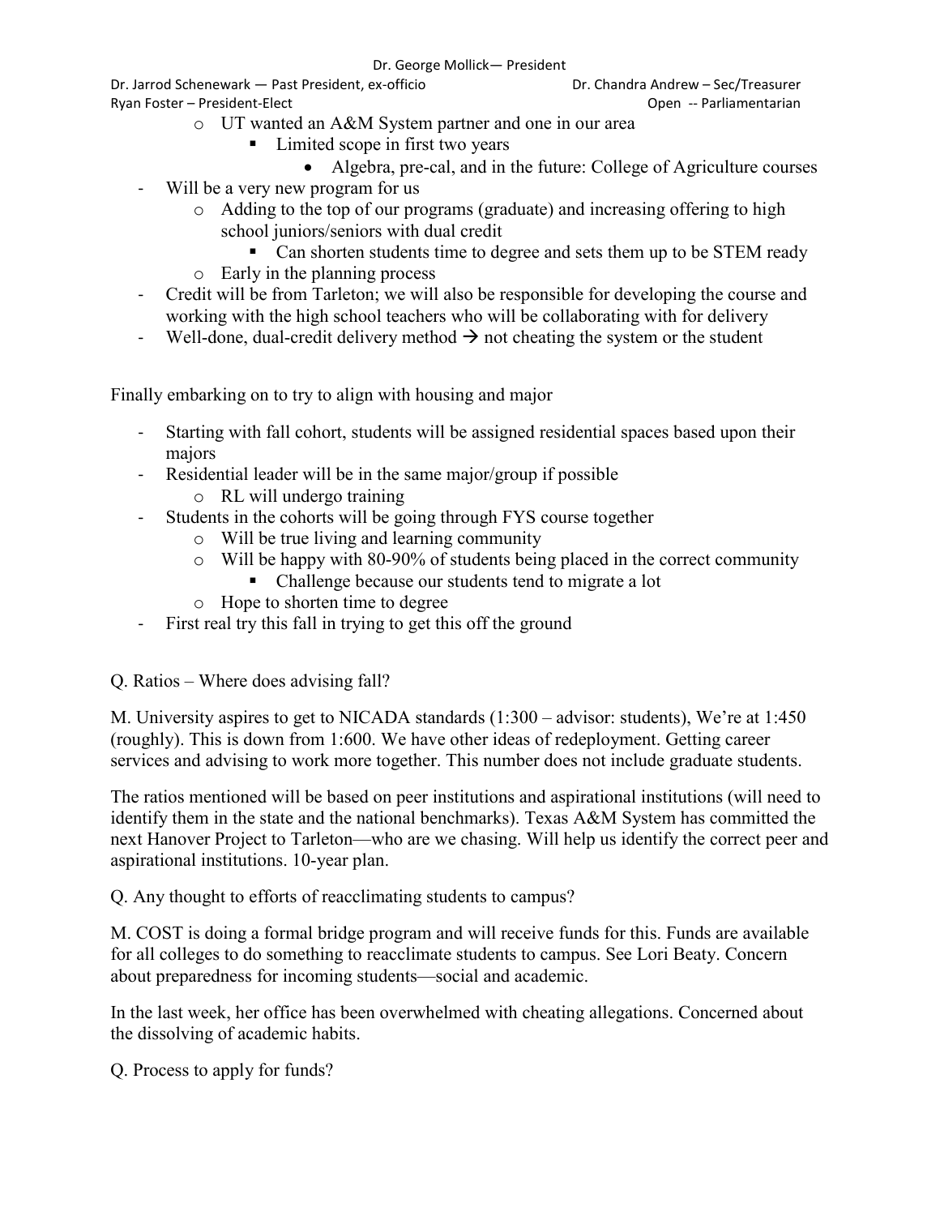- UT wanted an A&M System partner and one in our area
    - Limited scope in first two years
        - Algebra, pre-cal, and in the future: College of Agriculture courses
- Will be a very new program for us
    - Adding to the top of our programs (graduate) and increasing offering to high school juniors/seniors with dual credit
        - Can shorten students time to degree and sets them up to be STEM ready
    - Early in the planning process
- Credit will be from Tarleton; we will also be responsible for developing the course and working with the high school teachers who will be collaborating with for delivery
- Well-done, dual-credit delivery method → not cheating the system or the student

Finally embarking on to try to align with housing and major

- Starting with fall cohort, students will be assigned residential spaces based upon their majors
- Residential leader will be in the same major/group if possible
    - RL will undergo training
- Students in the cohorts will be going through FYS course together
    - Will be true living and learning community
    - Will be happy with 80-90% of students being placed in the correct community
        - Challenge because our students tend to migrate a lot
    - Hope to shorten time to degree
- First real try this fall in trying to get this off the ground

Q. Ratios – Where does advising fall?

M. University aspires to get to NICADA standards (1:300 – advisor: students), We're at 1:450 (roughly). This is down from 1:600. We have other ideas of redeployment. Getting career services and advising to work more together. This number does not include graduate students.

The ratios mentioned will be based on peer institutions and aspirational institutions (will need to identify them in the state and the national benchmarks). Texas A&M System has committed the next Hanover Project to Tarleton—who are we chasing. Will help us identify the correct peer and aspirational institutions. 10-year plan.

Q. Any thought to efforts of reacclimating students to campus?

M. COST is doing a formal bridge program and will receive funds for this. Funds are available for all colleges to do something to reacclimate students to campus. See Lori Beaty. Concern about preparedness for incoming students—social and academic.

In the last week, her office has been overwhelmed with cheating allegations. Concerned about the dissolving of academic habits.

Q. Process to apply for funds?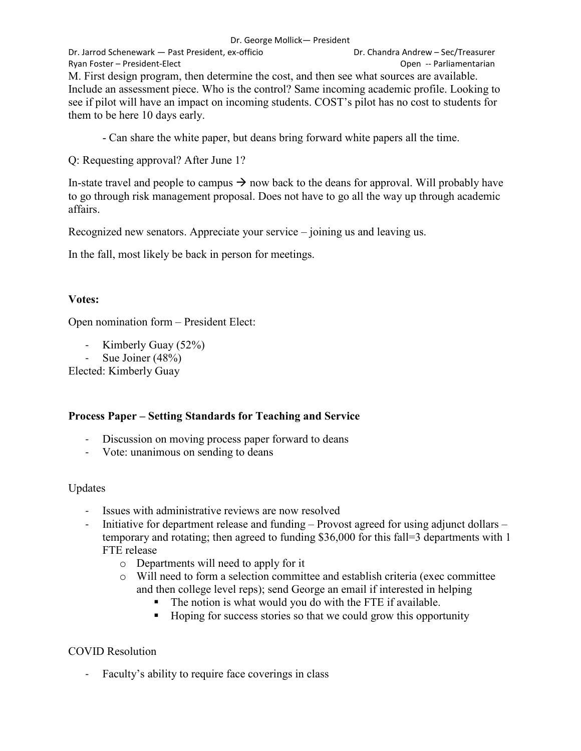M. First design program, then determine the cost, and then see what sources are available. Include an assessment piece. Who is the control? Same incoming academic profile. Looking to see if pilot will have an impact on incoming students. COST's pilot has no cost to students for them to be here 10 days early.

- Can share the white paper, but deans bring forward white papers all the time.

Q: Requesting approval? After June 1?

In-state travel and people to campus → now back to the deans for approval. Will probably have to go through risk management proposal. Does not have to go all the way up through academic affairs.

Recognized new senators. Appreciate your service – joining us and leaving us.

In the fall, most likely be back in person for meetings.

**Votes:**

Open nomination form – President Elect:

- Kimberly Guay (52%)
- Sue Joiner (48%)

Elected: Kimberly Guay

**Process Paper – Setting Standards for Teaching and Service**

- Discussion on moving process paper forward to deans
- Vote: unanimous on sending to deans

Updates

- Issues with administrative reviews are now resolved
- Initiative for department release and funding – Provost agreed for using adjunct dollars – temporary and rotating; then agreed to funding $36,000 for this fall=3 departments with 1 FTE release
  - Departments will need to apply for it
  - Will need to form a selection committee and establish criteria (exec committee and then college level reps); send George an email if interested in helping
    - The notion is what would you do with the FTE if available.
    - Hoping for success stories so that we could grow this opportunity

COVID Resolution

- Faculty's ability to require face coverings in class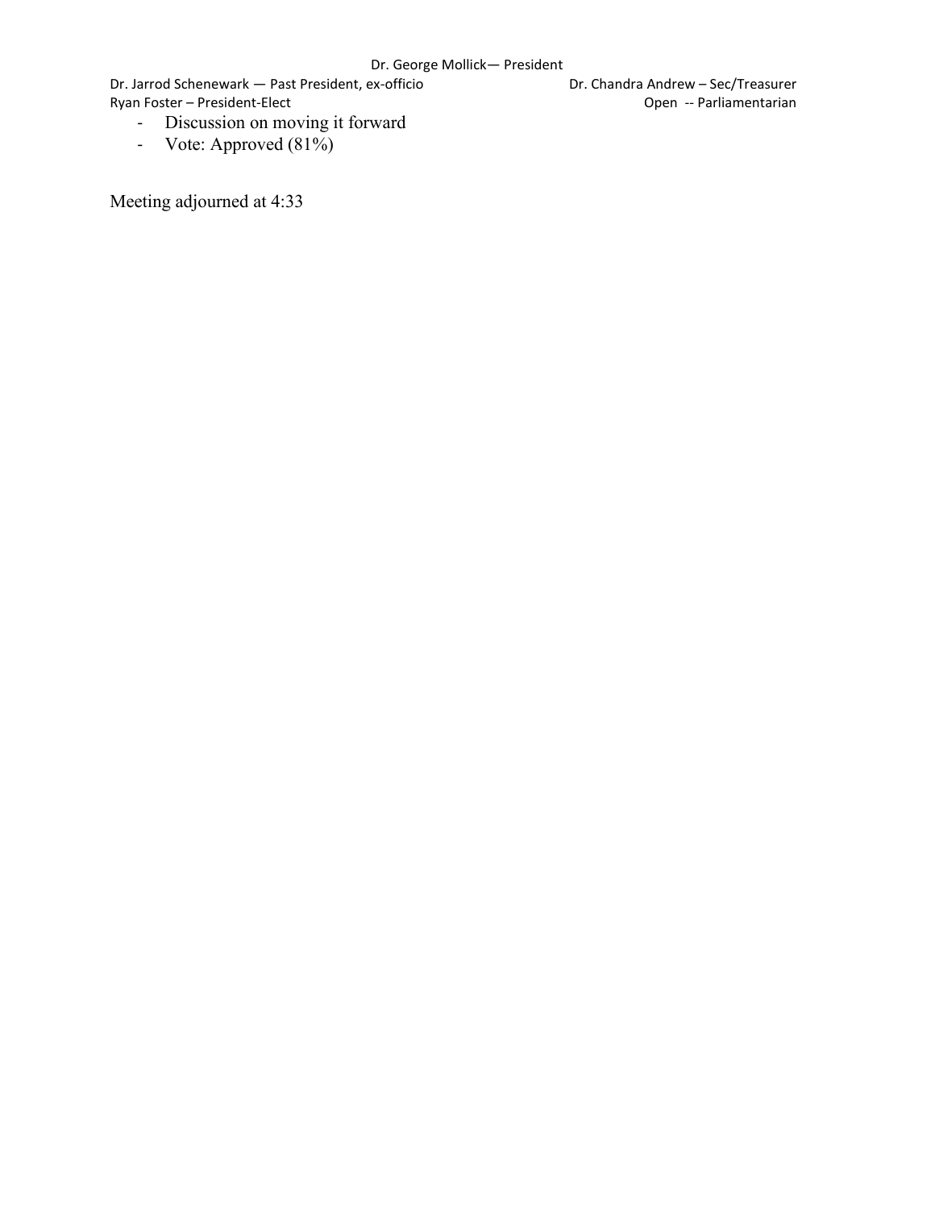- Discussion on moving it forward
- Vote: Approved (81%)

Meeting adjourned at 4:33